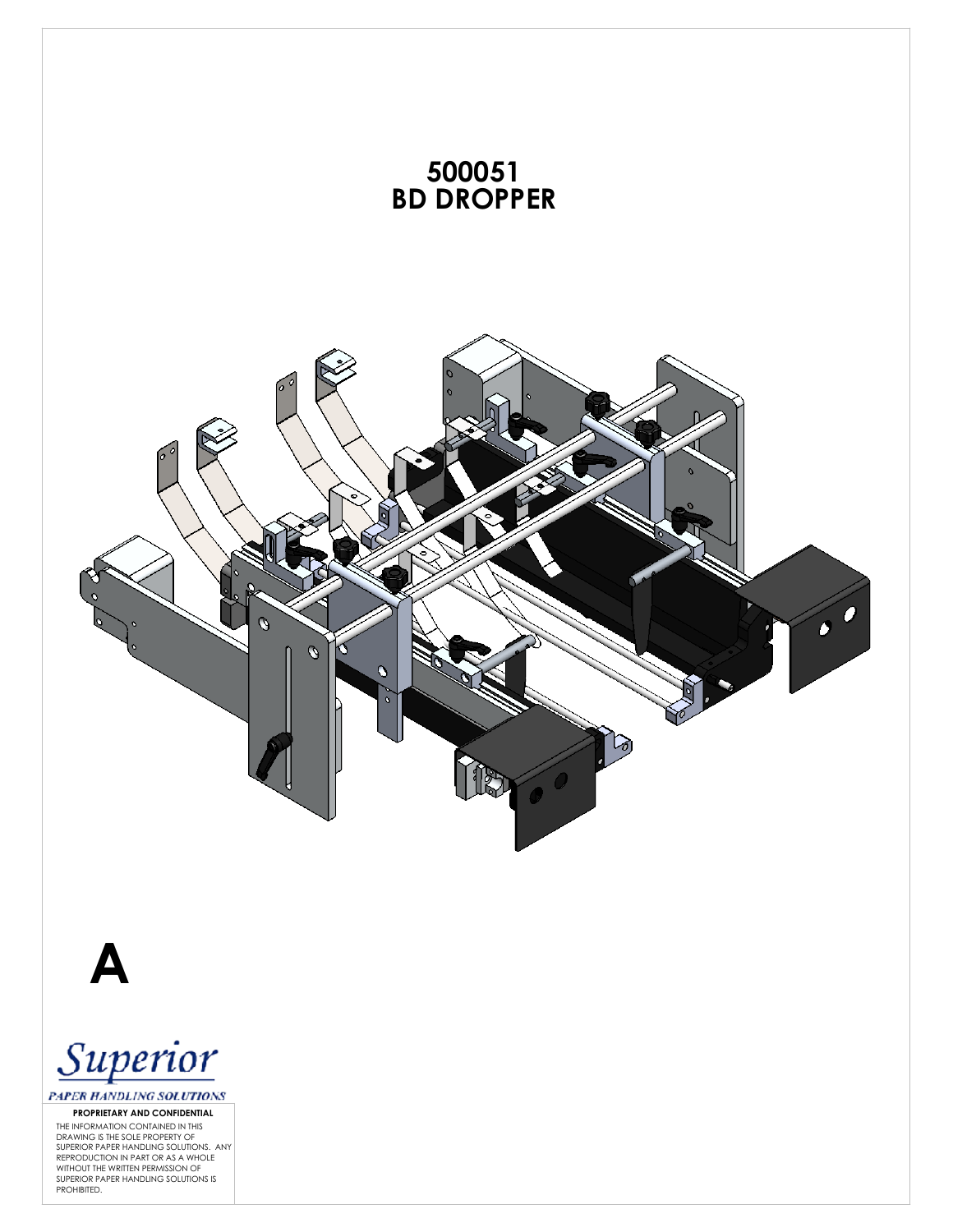# 500051
# BD DROPPER

**A**

*Superior*

*PAPER HANDLING SOLUTIONS*

**PROPRIETARY AND CONFIDENTIAL**

THE INFORMATION CONTAINED IN THIS DRAWING IS THE SOLE PROPERTY OF SUPERIOR PAPER HANDLING SOLUTIONS. ANY REPRODUCTION IN PART OR AS A WHOLE WITHOUT THE WRITTEN PERMISSION OF SUPERIOR PAPER HANDLING SOLUTIONS IS PROHIBITED.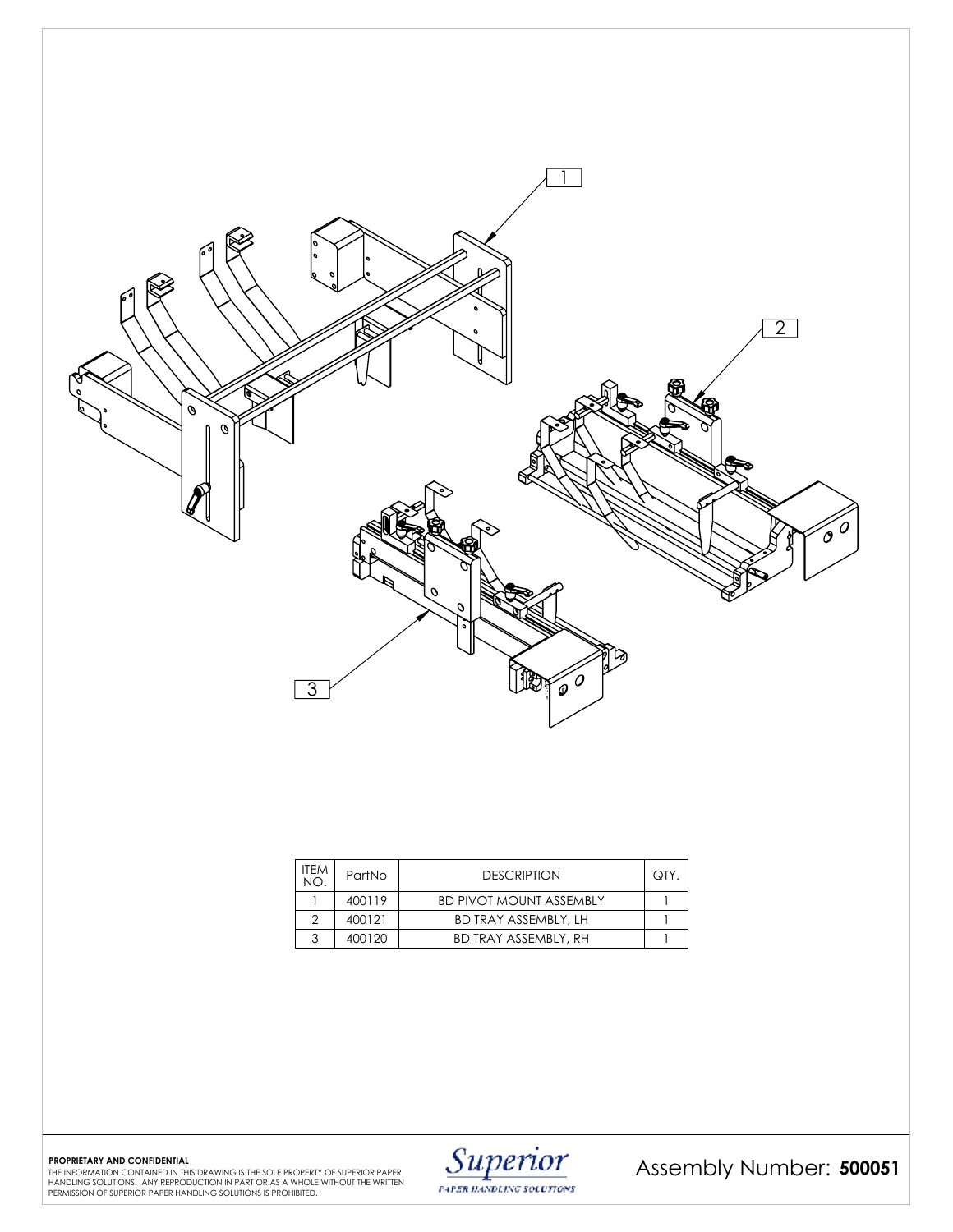| ITEM NO. | PartNo | DESCRIPTION | QTY. |
|---|---|---|---|
| 1 | 400119 | BD PIVOT MOUNT ASSEMBLY | 1 |
| 2 | 400121 | BD TRAY ASSEMBLY, LH | 1 |
| 3 | 400120 | BD TRAY ASSEMBLY, RH | 1 |

**PROPRIETARY AND CONFIDENTIAL**
THE INFORMATION CONTAINED IN THIS DRAWING IS THE SOLE PROPERTY OF SUPERIOR PAPER HANDLING SOLUTIONS. ANY REPRODUCTION IN PART OR AS A WHOLE WITHOUT THE WRITTEN PERMISSION OF SUPERIOR PAPER HANDLING SOLUTIONS IS PROHIBITED.

Superior
PAPER HANDLING SOLUTIONS

Assembly Number: **500051**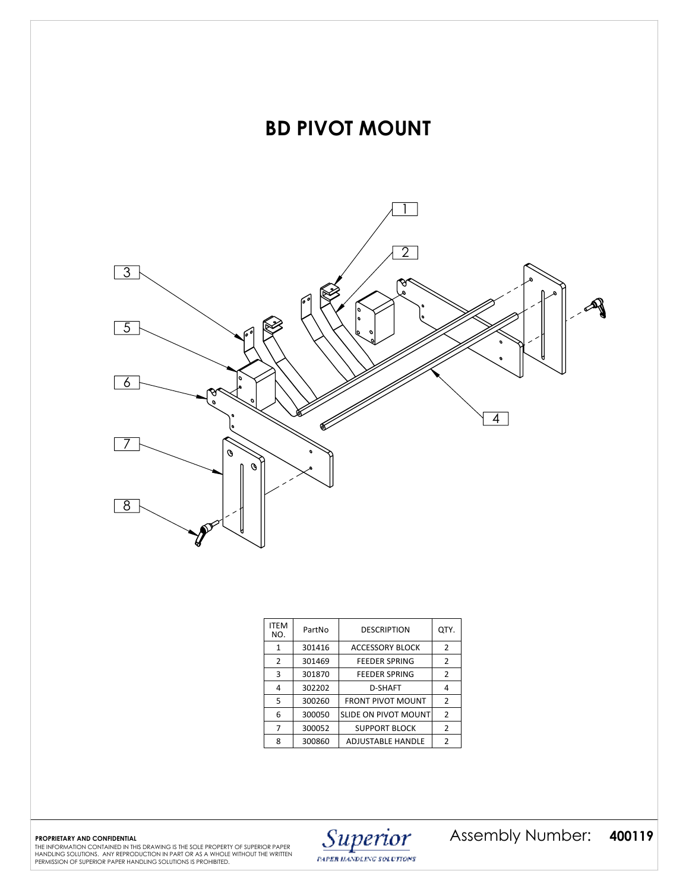# BD PIVOT MOUNT

| ITEM NO. | PartNo | DESCRIPTION | QTY. |
|---|---|---|---|
| 1 | 301416 | ACCESSORY BLOCK | 2 |
| 2 | 301469 | FEEDER SPRING | 2 |
| 3 | 301870 | FEEDER SPRING | 2 |
| 4 | 302202 | D-SHAFT | 4 |
| 5 | 300260 | FRONT PIVOT MOUNT | 2 |
| 6 | 300050 | SLIDE ON PIVOT MOUNT | 2 |
| 7 | 300052 | SUPPORT BLOCK | 2 |
| 8 | 300860 | ADJUSTABLE HANDLE | 2 |

**PROPRIETARY AND CONFIDENTIAL**
THE INFORMATION CONTAINED IN THIS DRAWING IS THE SOLE PROPERTY OF SUPERIOR PAPER HANDLING SOLUTIONS. ANY REPRODUCTION IN PART OR AS A WHOLE WITHOUT THE WRITTEN PERMISSION OF SUPERIOR PAPER HANDLING SOLUTIONS IS PROHIBITED.

*Superior* PAPER HANDLING SOLUTIONS

Assembly Number: **400119**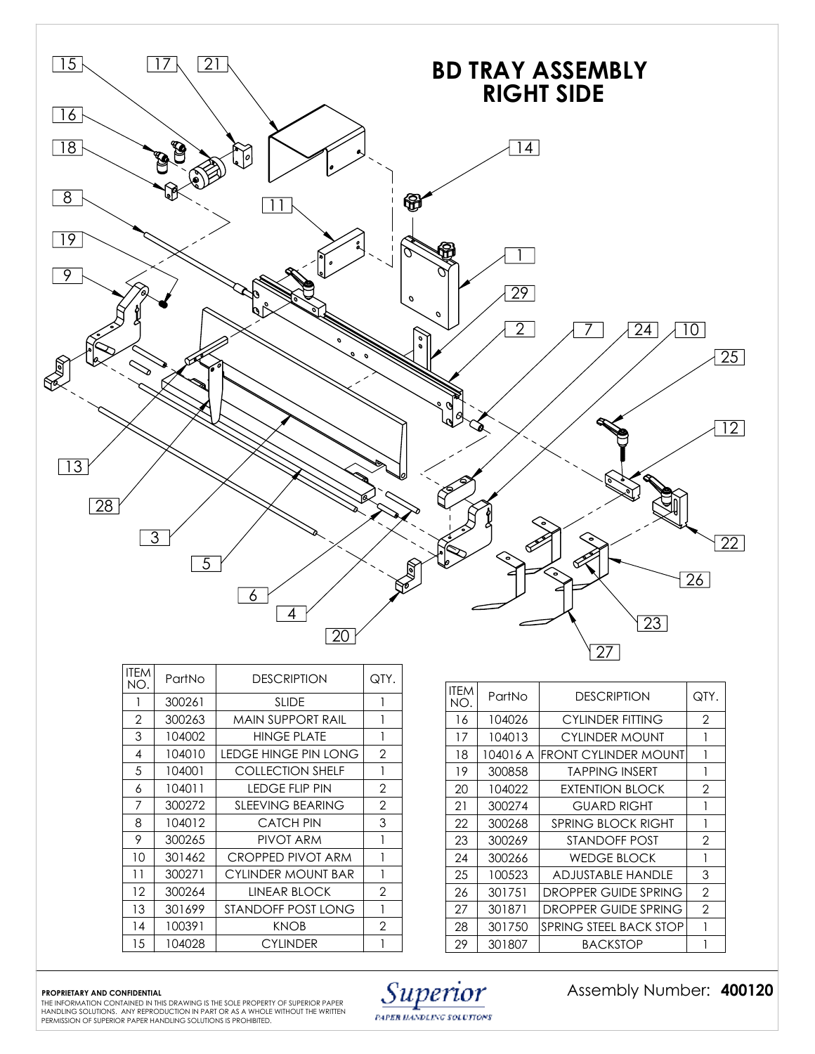# BD TRAY ASSEMBLY RIGHT SIDE

| ITEM NO. | PartNo | DESCRIPTION | QTY. |
|---|---|---|---|
| 1 | 300261 | SLIDE | 1 |
| 2 | 300263 | MAIN SUPPORT RAIL | 1 |
| 3 | 104002 | HINGE PLATE | 1 |
| 4 | 104010 | LEDGE HINGE PIN LONG | 2 |
| 5 | 104001 | COLLECTION SHELF | 1 |
| 6 | 104011 | LEDGE FLIP PIN | 2 |
| 7 | 300272 | SLEEVING BEARING | 2 |
| 8 | 104012 | CATCH PIN | 3 |
| 9 | 300265 | PIVOT ARM | 1 |
| 10 | 301462 | CROPPED PIVOT ARM | 1 |
| 11 | 300271 | CYLINDER MOUNT BAR | 1 |
| 12 | 300264 | LINEAR BLOCK | 2 |
| 13 | 301699 | STANDOFF POST LONG | 1 |
| 14 | 100391 | KNOB | 2 |
| 15 | 104028 | CYLINDER | 1 |

| ITEM NO. | PartNo | DESCRIPTION | QTY. |
|---|---|---|---|
| 16 | 104026 | CYLINDER FITTING | 2 |
| 17 | 104013 | CYLINDER MOUNT | 1 |
| 18 | 104016 A | FRONT CYLINDER MOUNT | 1 |
| 19 | 300858 | TAPPING INSERT | 1 |
| 20 | 104022 | EXTENTION BLOCK | 2 |
| 21 | 300274 | GUARD RIGHT | 1 |
| 22 | 300268 | SPRING BLOCK RIGHT | 1 |
| 23 | 300269 | STANDOFF POST | 2 |
| 24 | 300266 | WEDGE BLOCK | 1 |
| 25 | 100523 | ADJUSTABLE HANDLE | 3 |
| 26 | 301751 | DROPPER GUIDE SPRING | 2 |
| 27 | 301871 | DROPPER GUIDE SPRING | 2 |
| 28 | 301750 | SPRING STEEL BACK STOP | 1 |
| 29 | 301807 | BACKSTOP | 1 |

**PROPRIETARY AND CONFIDENTIAL**
THE INFORMATION CONTAINED IN THIS DRAWING IS THE SOLE PROPERTY OF SUPERIOR PAPER HANDLING SOLUTIONS. ANY REPRODUCTION IN PART OR AS A WHOLE WITHOUT THE WRITTEN PERMISSION OF SUPERIOR PAPER HANDLING SOLUTIONS IS PROHIBITED.

Superior PAPER HANDLING SOLUTIONS

Assembly Number: **400120**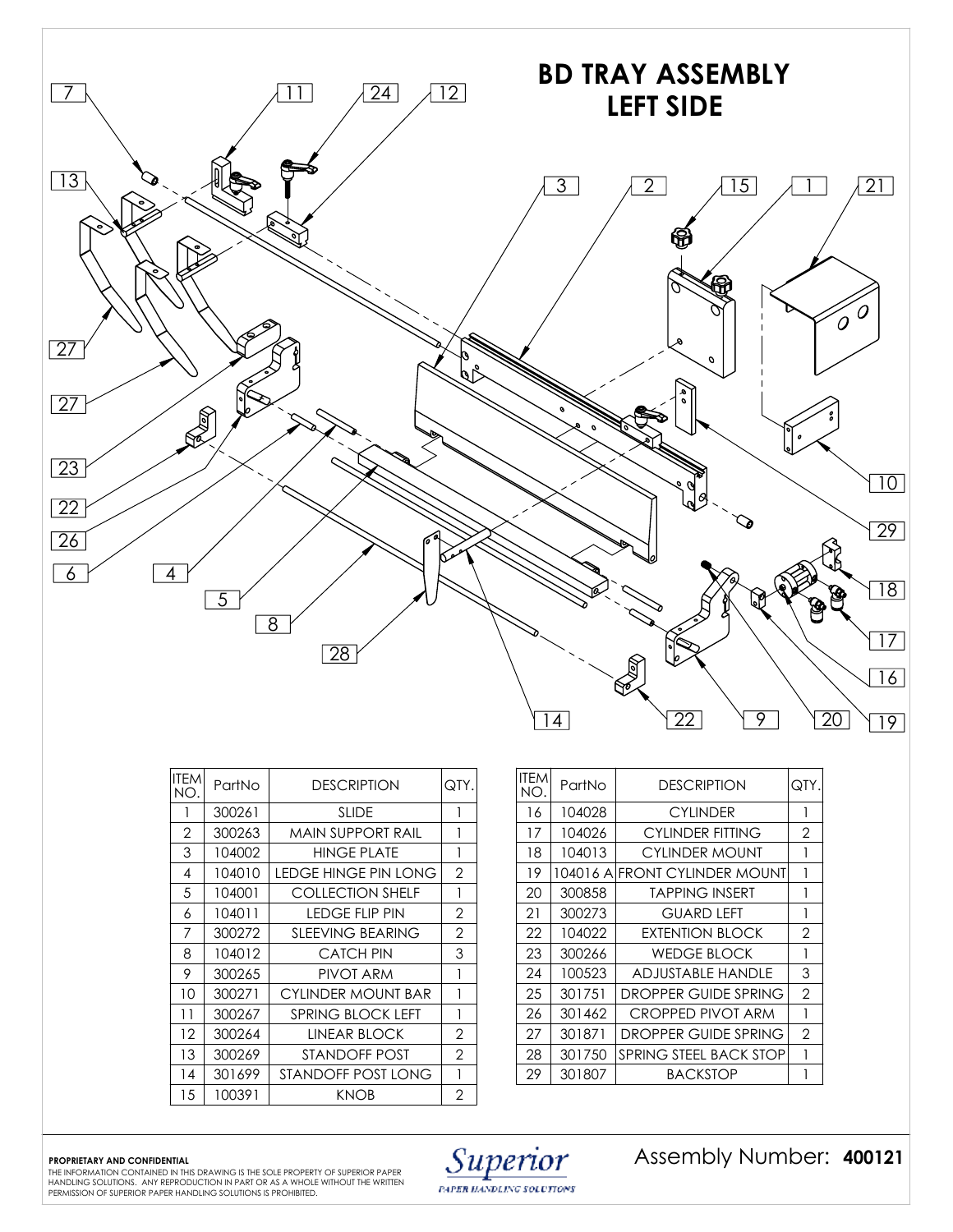# BD TRAY ASSEMBLY
## LEFT SIDE

| ITEM NO. | PartNo | DESCRIPTION | QTY. |
|---|---|---|---|
| 1 | 300261 | SLIDE | 1 |
| 2 | 300263 | MAIN SUPPORT RAIL | 1 |
| 3 | 104002 | HINGE PLATE | 1 |
| 4 | 104010 | LEDGE HINGE PIN LONG | 2 |
| 5 | 104001 | COLLECTION SHELF | 1 |
| 6 | 104011 | LEDGE FLIP PIN | 2 |
| 7 | 300272 | SLEEVING BEARING | 2 |
| 8 | 104012 | CATCH PIN | 3 |
| 9 | 300265 | PIVOT ARM | 1 |
| 10 | 300271 | CYLINDER MOUNT BAR | 1 |
| 11 | 300267 | SPRING BLOCK LEFT | 1 |
| 12 | 300264 | LINEAR BLOCK | 2 |
| 13 | 300269 | STANDOFF POST | 2 |
| 14 | 301699 | STANDOFF POST LONG | 1 |
| 15 | 100391 | KNOB | 2 |

| ITEM NO. | PartNo | DESCRIPTION | QTY. |
|---|---|---|---|
| 16 | 104028 | CYLINDER | 1 |
| 17 | 104026 | CYLINDER FITTING | 2 |
| 18 | 104013 | CYLINDER MOUNT | 1 |
| 19 | 104016 A | FRONT CYLINDER MOUNT | 1 |
| 20 | 300858 | TAPPING INSERT | 1 |
| 21 | 300273 | GUARD LEFT | 1 |
| 22 | 104022 | EXTENTION BLOCK | 2 |
| 23 | 300266 | WEDGE BLOCK | 1 |
| 24 | 100523 | ADJUSTABLE HANDLE | 3 |
| 25 | 301751 | DROPPER GUIDE SPRING | 2 |
| 26 | 301462 | CROPPED PIVOT ARM | 1 |
| 27 | 301871 | DROPPER GUIDE SPRING | 2 |
| 28 | 301750 | SPRING STEEL BACK STOP | 1 |
| 29 | 301807 | BACKSTOP | 1 |

**PROPRIETARY AND CONFIDENTIAL**
THE INFORMATION CONTAINED IN THIS DRAWING IS THE SOLE PROPERTY OF SUPERIOR PAPER HANDLING SOLUTIONS. ANY REPRODUCTION IN PART OR AS A WHOLE WITHOUT THE WRITTEN PERMISSION OF SUPERIOR PAPER HANDLING SOLUTIONS IS PROHIBITED.

*Superior* PAPER HANDLING SOLUTIONS

Assembly Number: **400121**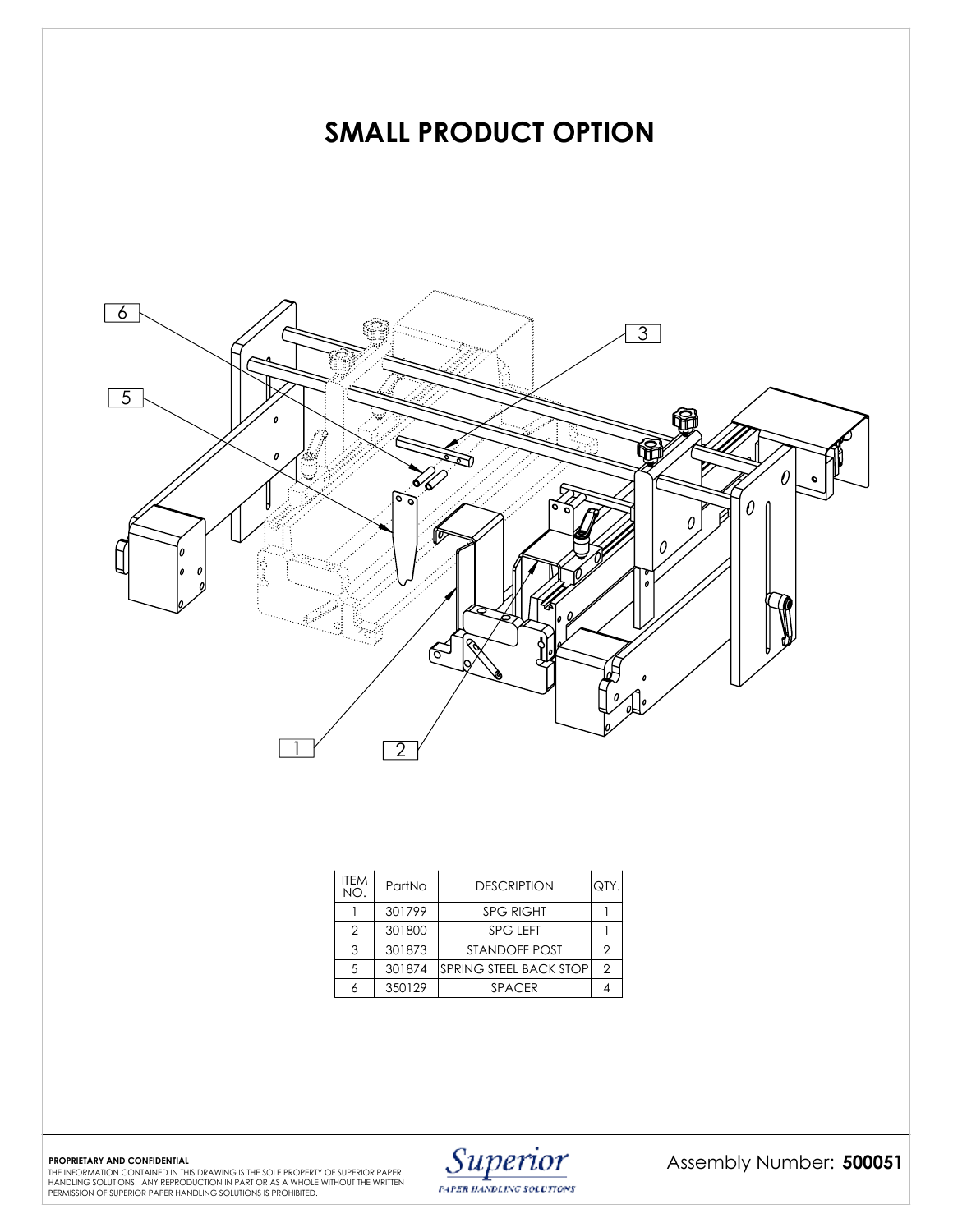# SMALL PRODUCT OPTION

6

5

3

1

2

| ITEM NO. | PartNo | DESCRIPTION | QTY. |
|---|---|---|---|
| 1 | 301799 | SPG RIGHT | 1 |
| 2 | 301800 | SPG LEFT | 1 |
| 3 | 301873 | STANDOFF POST | 2 |
| 5 | 301874 | SPRING STEEL BACK STOP | 2 |
| 6 | 350129 | SPACER | 4 |

**PROPRIETARY AND CONFIDENTIAL**
THE INFORMATION CONTAINED IN THIS DRAWING IS THE SOLE PROPERTY OF SUPERIOR PAPER HANDLING SOLUTIONS. ANY REPRODUCTION IN PART OR AS A WHOLE WITHOUT THE WRITTEN PERMISSION OF SUPERIOR PAPER HANDLING SOLUTIONS IS PROHIBITED.

*Superior*
PAPER HANDLING SOLUTIONS

Assembly Number: **500051**